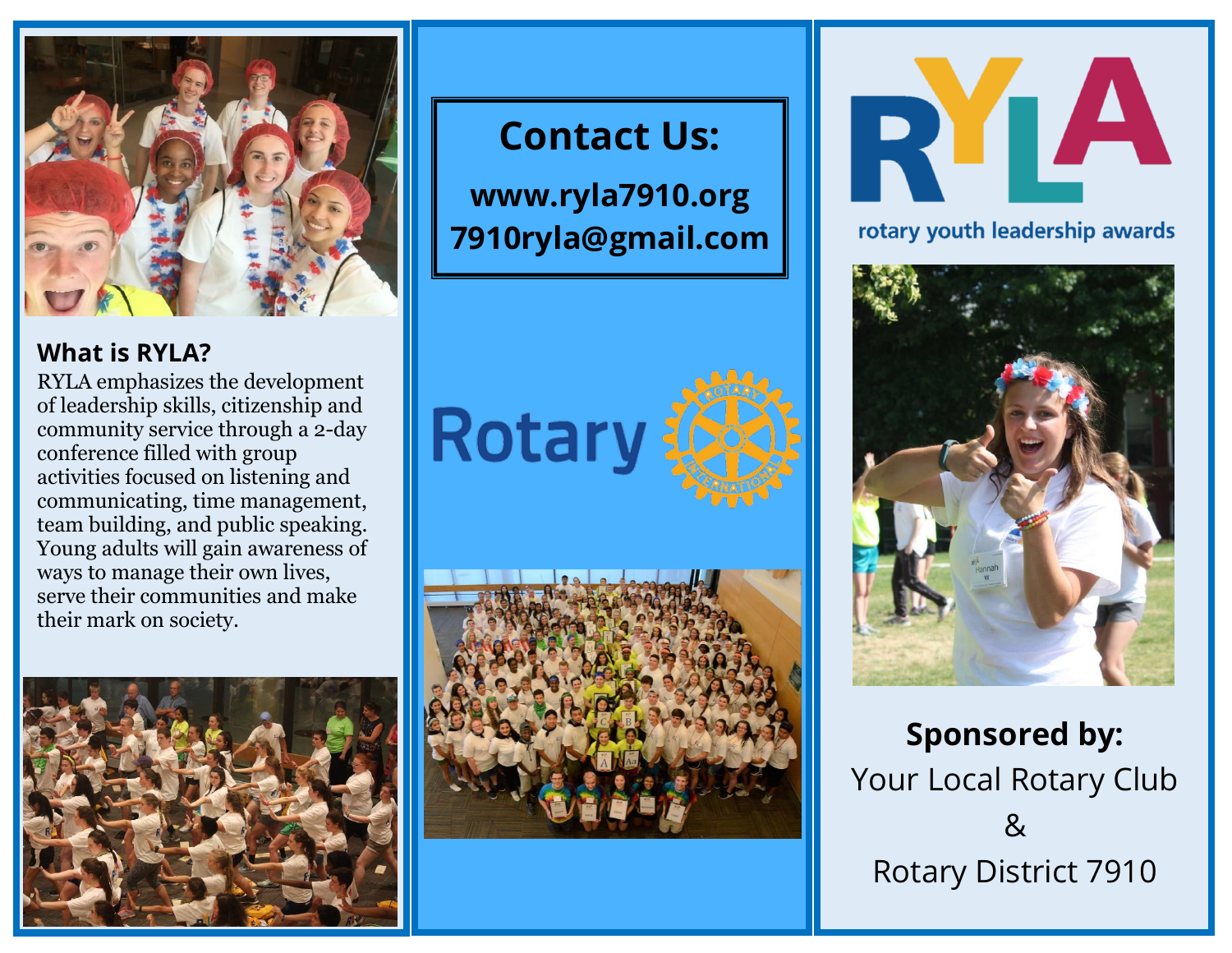## What is RYLA?

RYLA emphasizes the development of leadership skills, citizenship and community service through a 2-day conference filled with group activities focused on listening and communicating, time management, team building, and public speaking. Young adults will gain awareness of ways to manage their own lives, serve their communities and make their mark on society.

## Contact Us:

**www.ryla7910.org**

**7910ryla@gmail.com**

Rotary

# RYLA

rotary youth leadership awards

**Sponsored by:**

Your Local Rotary Club

&

Rotary District 7910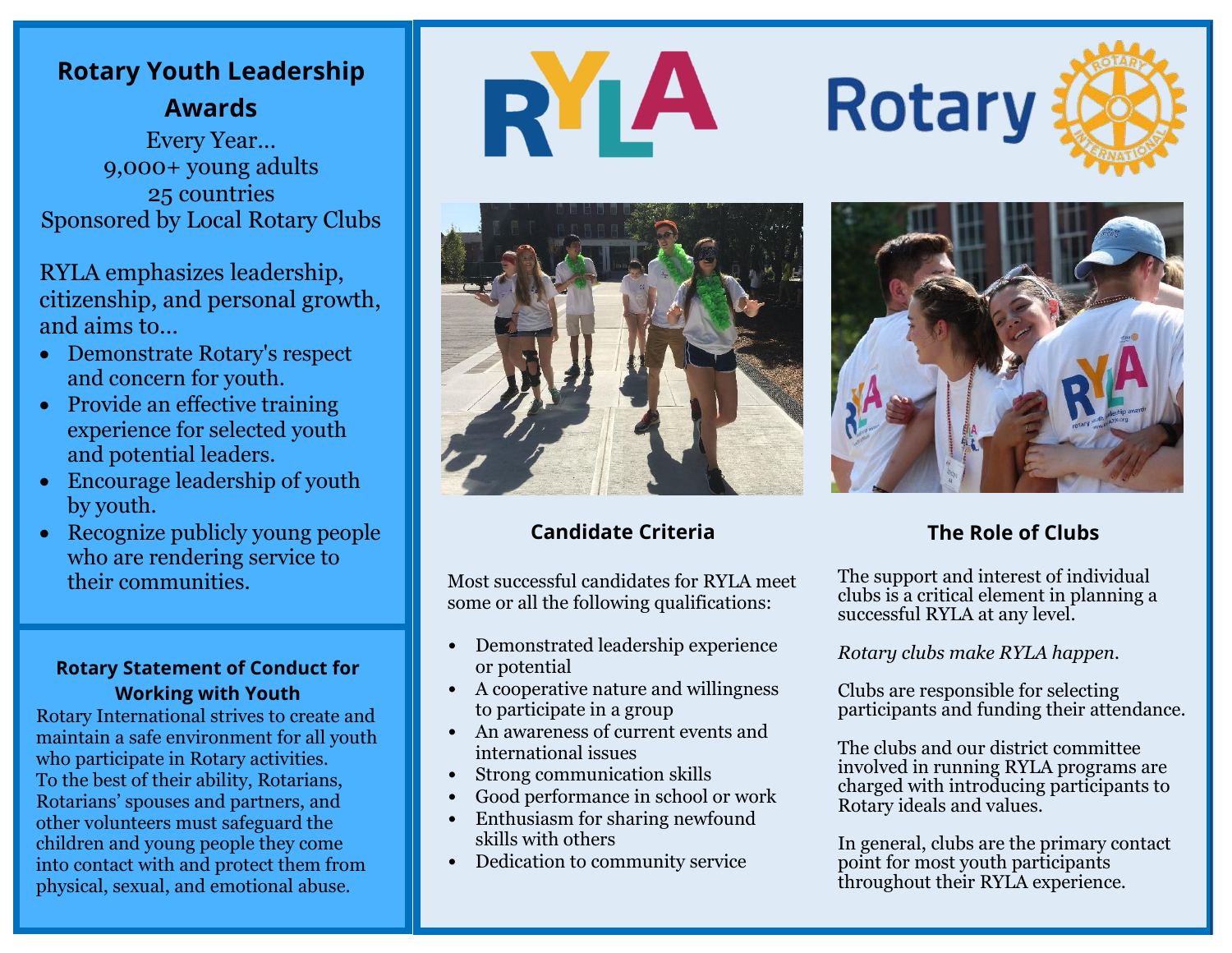## Rotary Youth Leadership Awards

Every Year…
9,000+ young adults
25 countries
Sponsored by Local Rotary Clubs

RYLA emphasizes leadership, citizenship, and personal growth, and aims to…

- Demonstrate Rotary's respect and concern for youth.
- Provide an effective training experience for selected youth and potential leaders.
- Encourage leadership of youth by youth.
- Recognize publicly young people who are rendering service to their communities.

### Rotary Statement of Conduct for Working with Youth

Rotary International strives to create and maintain a safe environment for all youth who participate in Rotary activities. To the best of their ability, Rotarians, Rotarians' spouses and partners, and other volunteers must safeguard the children and young people they come into contact with and protect them from physical, sexual, and emotional abuse.

RYLA

Rotary

### Candidate Criteria

Most successful candidates for RYLA meet some or all the following qualifications:

- Demonstrated leadership experience or potential
- A cooperative nature and willingness to participate in a group
- An awareness of current events and international issues
- Strong communication skills
- Good performance in school or work
- Enthusiasm for sharing newfound skills with others
- Dedication to community service

### The Role of Clubs

The support and interest of individual clubs is a critical element in planning a successful RYLA at any level.

*Rotary clubs make RYLA happen.*

Clubs are responsible for selecting participants and funding their attendance.

The clubs and our district committee involved in running RYLA programs are charged with introducing participants to Rotary ideals and values.

In general, clubs are the primary contact point for most youth participants throughout their RYLA experience.